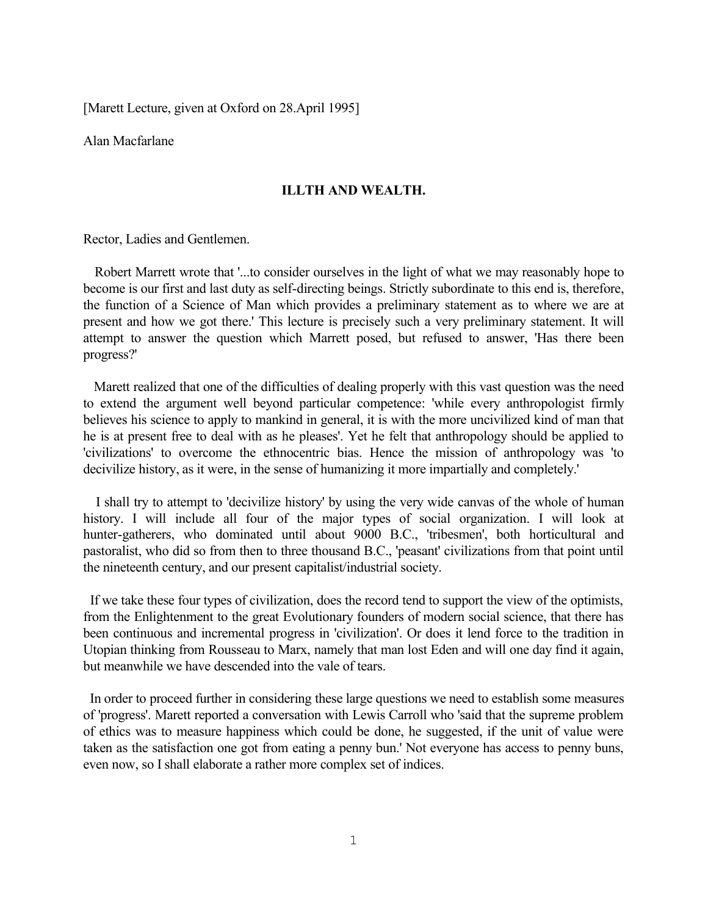[Marett Lecture, given at Oxford on 28.April 1995]

Alan Macfarlane

## ILLTH AND WEALTH.

Rector, Ladies and Gentlemen.

Robert Marrett wrote that '...to consider ourselves in the light of what we may reasonably hope to become is our first and last duty as self-directing beings. Strictly subordinate to this end is, therefore, the function of a Science of Man which provides a preliminary statement as to where we are at present and how we got there.' This lecture is precisely such a very preliminary statement. It will attempt to answer the question which Marrett posed, but refused to answer, 'Has there been progress?'

Marett realized that one of the difficulties of dealing properly with this vast question was the need to extend the argument well beyond particular competence: 'while every anthropologist firmly believes his science to apply to mankind in general, it is with the more uncivilized kind of man that he is at present free to deal with as he pleases'. Yet he felt that anthropology should be applied to 'civilizations' to overcome the ethnocentric bias. Hence the mission of anthropology was 'to decivilize history, as it were, in the sense of humanizing it more impartially and completely.'

I shall try to attempt to 'decivilize history' by using the very wide canvas of the whole of human history. I will include all four of the major types of social organization. I will look at hunter-gatherers, who dominated until about 9000 B.C., 'tribesmen', both horticultural and pastoralist, who did so from then to three thousand B.C., 'peasant' civilizations from that point until the nineteenth century, and our present capitalist/industrial society.

If we take these four types of civilization, does the record tend to support the view of the optimists, from the Enlightenment to the great Evolutionary founders of modern social science, that there has been continuous and incremental progress in 'civilization'. Or does it lend force to the tradition in Utopian thinking from Rousseau to Marx, namely that man lost Eden and will one day find it again, but meanwhile we have descended into the vale of tears.

In order to proceed further in considering these large questions we need to establish some measures of 'progress'. Marett reported a conversation with Lewis Carroll who 'said that the supreme problem of ethics was to measure happiness which could be done, he suggested, if the unit of value were taken as the satisfaction one got from eating a penny bun.' Not everyone has access to penny buns, even now, so I shall elaborate a rather more complex set of indices.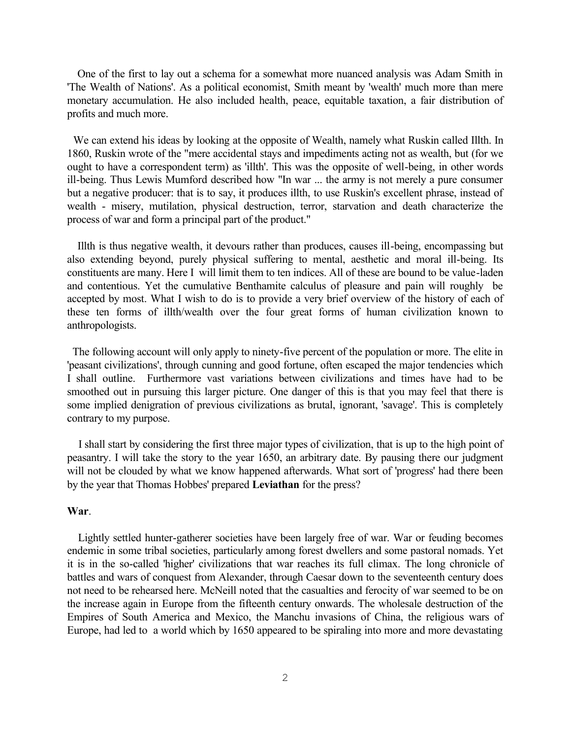One of the first to lay out a schema for a somewhat more nuanced analysis was Adam Smith in 'The Wealth of Nations'. As a political economist, Smith meant by 'wealth' much more than mere monetary accumulation. He also included health, peace, equitable taxation, a fair distribution of profits and much more.

We can extend his ideas by looking at the opposite of Wealth, namely what Ruskin called Illth. In 1860, Ruskin wrote of the "mere accidental stays and impediments acting not as wealth, but (for we ought to have a correspondent term) as 'illth'. This was the opposite of well-being, in other words ill-being. Thus Lewis Mumford described how "In war ... the army is not merely a pure consumer but a negative producer: that is to say, it produces illth, to use Ruskin's excellent phrase, instead of wealth - misery, mutilation, physical destruction, terror, starvation and death characterize the process of war and form a principal part of the product."

Illth is thus negative wealth, it devours rather than produces, causes ill-being, encompassing but also extending beyond, purely physical suffering to mental, aesthetic and moral ill-being. Its constituents are many. Here I will limit them to ten indices. All of these are bound to be value-laden and contentious. Yet the cumulative Benthamite calculus of pleasure and pain will roughly be accepted by most. What I wish to do is to provide a very brief overview of the history of each of these ten forms of illth/wealth over the four great forms of human civilization known to anthropologists.

The following account will only apply to ninety-five percent of the population or more. The elite in 'peasant civilizations', through cunning and good fortune, often escaped the major tendencies which I shall outline. Furthermore vast variations between civilizations and times have had to be smoothed out in pursuing this larger picture. One danger of this is that you may feel that there is some implied denigration of previous civilizations as brutal, ignorant, 'savage'. This is completely contrary to my purpose.

I shall start by considering the first three major types of civilization, that is up to the high point of peasantry. I will take the story to the year 1650, an arbitrary date. By pausing there our judgment will not be clouded by what we know happened afterwards. What sort of 'progress' had there been by the year that Thomas Hobbes' prepared **Leviathan** for the press?

**War**.

Lightly settled hunter-gatherer societies have been largely free of war. War or feuding becomes endemic in some tribal societies, particularly among forest dwellers and some pastoral nomads. Yet it is in the so-called 'higher' civilizations that war reaches its full climax. The long chronicle of battles and wars of conquest from Alexander, through Caesar down to the seventeenth century does not need to be rehearsed here. McNeill noted that the casualties and ferocity of war seemed to be on the increase again in Europe from the fifteenth century onwards. The wholesale destruction of the Empires of South America and Mexico, the Manchu invasions of China, the religious wars of Europe, had led to a world which by 1650 appeared to be spiraling into more and more devastating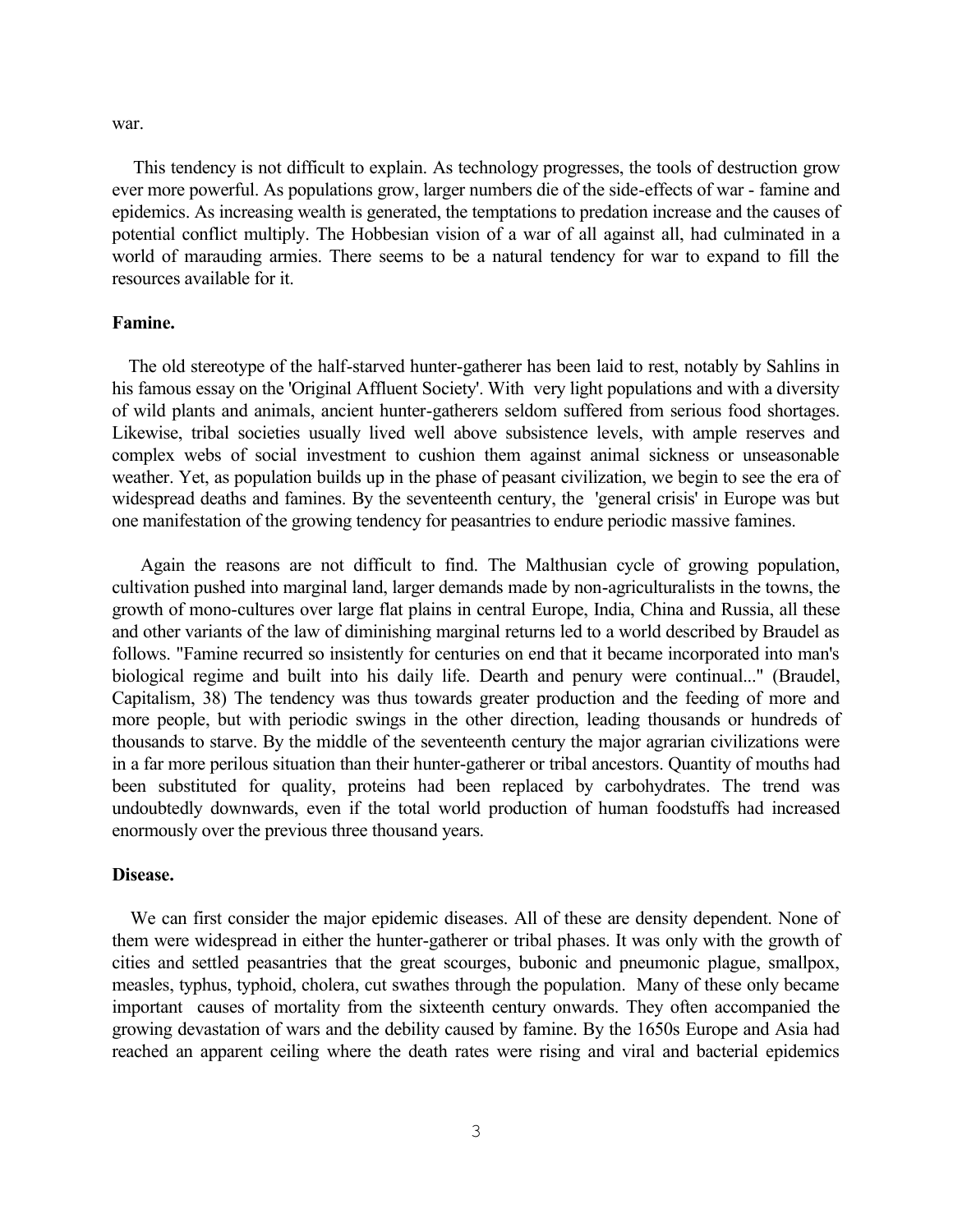war.

This tendency is not difficult to explain. As technology progresses, the tools of destruction grow ever more powerful. As populations grow, larger numbers die of the side-effects of war - famine and epidemics. As increasing wealth is generated, the temptations to predation increase and the causes of potential conflict multiply. The Hobbesian vision of a war of all against all, had culminated in a world of marauding armies. There seems to be a natural tendency for war to expand to fill the resources available for it.

**Famine.**

The old stereotype of the half-starved hunter-gatherer has been laid to rest, notably by Sahlins in his famous essay on the 'Original Affluent Society'. With very light populations and with a diversity of wild plants and animals, ancient hunter-gatherers seldom suffered from serious food shortages. Likewise, tribal societies usually lived well above subsistence levels, with ample reserves and complex webs of social investment to cushion them against animal sickness or unseasonable weather. Yet, as population builds up in the phase of peasant civilization, we begin to see the era of widespread deaths and famines. By the seventeenth century, the 'general crisis' in Europe was but one manifestation of the growing tendency for peasantries to endure periodic massive famines.

Again the reasons are not difficult to find. The Malthusian cycle of growing population, cultivation pushed into marginal land, larger demands made by non-agriculturalists in the towns, the growth of mono-cultures over large flat plains in central Europe, India, China and Russia, all these and other variants of the law of diminishing marginal returns led to a world described by Braudel as follows. "Famine recurred so insistently for centuries on end that it became incorporated into man's biological regime and built into his daily life. Dearth and penury were continual..." (Braudel, Capitalism, 38) The tendency was thus towards greater production and the feeding of more and more people, but with periodic swings in the other direction, leading thousands or hundreds of thousands to starve. By the middle of the seventeenth century the major agrarian civilizations were in a far more perilous situation than their hunter-gatherer or tribal ancestors. Quantity of mouths had been substituted for quality, proteins had been replaced by carbohydrates. The trend was undoubtedly downwards, even if the total world production of human foodstuffs had increased enormously over the previous three thousand years.

**Disease.**

We can first consider the major epidemic diseases. All of these are density dependent. None of them were widespread in either the hunter-gatherer or tribal phases. It was only with the growth of cities and settled peasantries that the great scourges, bubonic and pneumonic plague, smallpox, measles, typhus, typhoid, cholera, cut swathes through the population. Many of these only became important causes of mortality from the sixteenth century onwards. They often accompanied the growing devastation of wars and the debility caused by famine. By the 1650s Europe and Asia had reached an apparent ceiling where the death rates were rising and viral and bacterial epidemics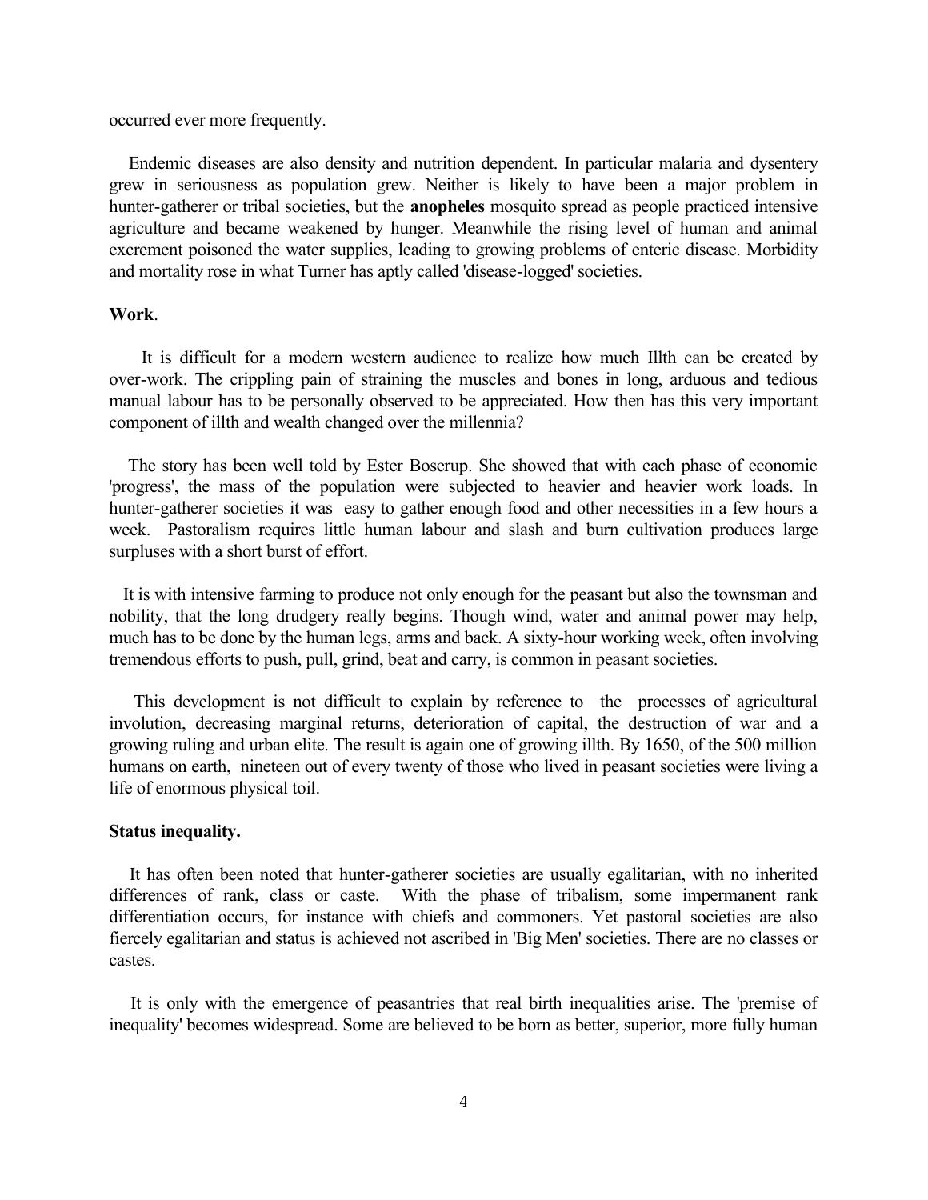occurred ever more frequently.

Endemic diseases are also density and nutrition dependent. In particular malaria and dysentery grew in seriousness as population grew. Neither is likely to have been a major problem in hunter-gatherer or tribal societies, but the **anopheles** mosquito spread as people practiced intensive agriculture and became weakened by hunger. Meanwhile the rising level of human and animal excrement poisoned the water supplies, leading to growing problems of enteric disease. Morbidity and mortality rose in what Turner has aptly called 'disease-logged' societies.

**Work**.

It is difficult for a modern western audience to realize how much Illth can be created by over-work. The crippling pain of straining the muscles and bones in long, arduous and tedious manual labour has to be personally observed to be appreciated. How then has this very important component of illth and wealth changed over the millennia?

The story has been well told by Ester Boserup. She showed that with each phase of economic 'progress', the mass of the population were subjected to heavier and heavier work loads. In hunter-gatherer societies it was easy to gather enough food and other necessities in a few hours a week. Pastoralism requires little human labour and slash and burn cultivation produces large surpluses with a short burst of effort.

It is with intensive farming to produce not only enough for the peasant but also the townsman and nobility, that the long drudgery really begins. Though wind, water and animal power may help, much has to be done by the human legs, arms and back. A sixty-hour working week, often involving tremendous efforts to push, pull, grind, beat and carry, is common in peasant societies.

This development is not difficult to explain by reference to the processes of agricultural involution, decreasing marginal returns, deterioration of capital, the destruction of war and a growing ruling and urban elite. The result is again one of growing illth. By 1650, of the 500 million humans on earth, nineteen out of every twenty of those who lived in peasant societies were living a life of enormous physical toil.

**Status inequality.**

It has often been noted that hunter-gatherer societies are usually egalitarian, with no inherited differences of rank, class or caste. With the phase of tribalism, some impermanent rank differentiation occurs, for instance with chiefs and commoners. Yet pastoral societies are also fiercely egalitarian and status is achieved not ascribed in 'Big Men' societies. There are no classes or castes.

It is only with the emergence of peasantries that real birth inequalities arise. The 'premise of inequality' becomes widespread. Some are believed to be born as better, superior, more fully human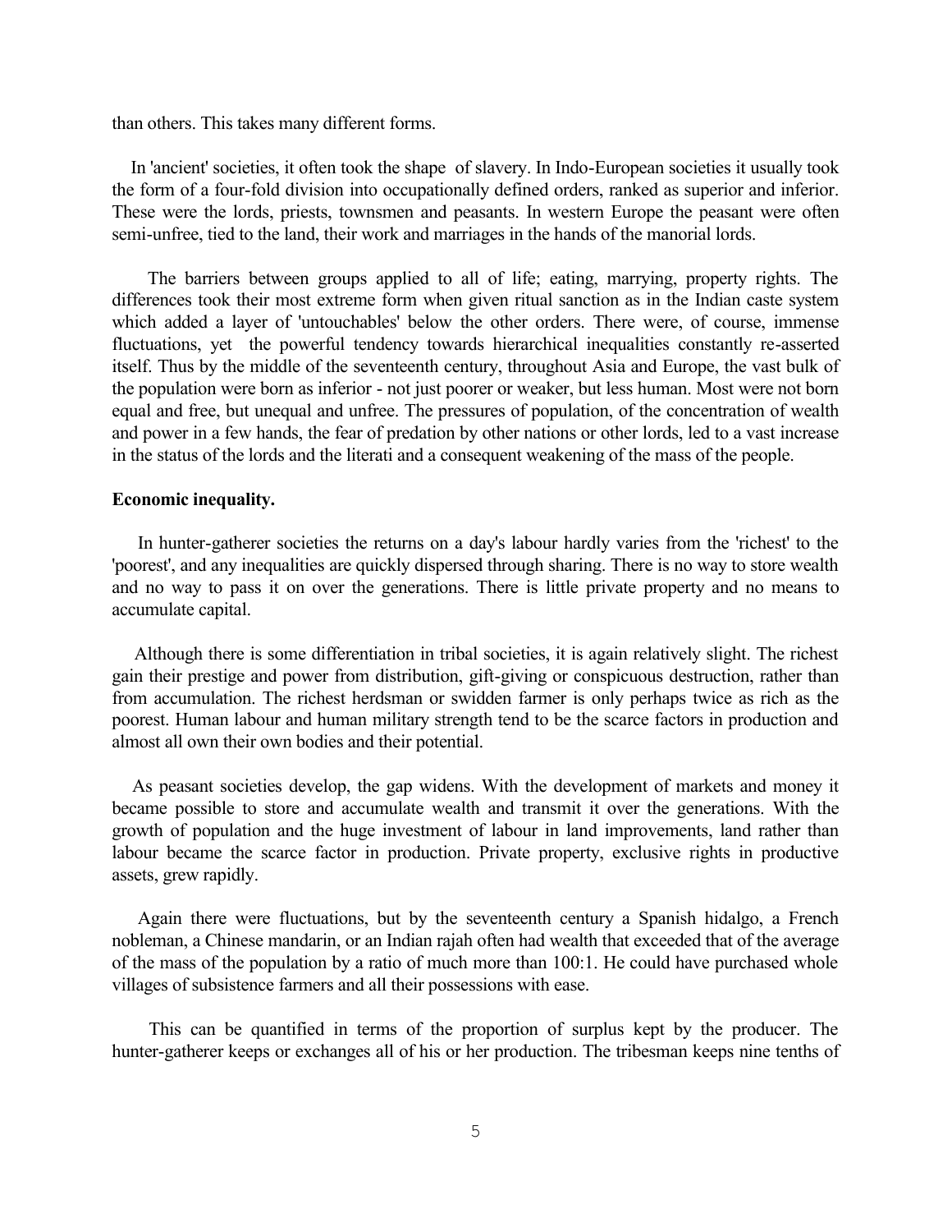than others. This takes many different forms.

In 'ancient' societies, it often took the shape of slavery. In Indo-European societies it usually took the form of a four-fold division into occupationally defined orders, ranked as superior and inferior. These were the lords, priests, townsmen and peasants. In western Europe the peasant were often semi-unfree, tied to the land, their work and marriages in the hands of the manorial lords.

The barriers between groups applied to all of life; eating, marrying, property rights. The differences took their most extreme form when given ritual sanction as in the Indian caste system which added a layer of 'untouchables' below the other orders. There were, of course, immense fluctuations, yet the powerful tendency towards hierarchical inequalities constantly re-asserted itself. Thus by the middle of the seventeenth century, throughout Asia and Europe, the vast bulk of the population were born as inferior - not just poorer or weaker, but less human. Most were not born equal and free, but unequal and unfree. The pressures of population, of the concentration of wealth and power in a few hands, the fear of predation by other nations or other lords, led to a vast increase in the status of the lords and the literati and a consequent weakening of the mass of the people.

**Economic inequality.**

In hunter-gatherer societies the returns on a day's labour hardly varies from the 'richest' to the 'poorest', and any inequalities are quickly dispersed through sharing. There is no way to store wealth and no way to pass it on over the generations. There is little private property and no means to accumulate capital.

Although there is some differentiation in tribal societies, it is again relatively slight. The richest gain their prestige and power from distribution, gift-giving or conspicuous destruction, rather than from accumulation. The richest herdsman or swidden farmer is only perhaps twice as rich as the poorest. Human labour and human military strength tend to be the scarce factors in production and almost all own their own bodies and their potential.

As peasant societies develop, the gap widens. With the development of markets and money it became possible to store and accumulate wealth and transmit it over the generations. With the growth of population and the huge investment of labour in land improvements, land rather than labour became the scarce factor in production. Private property, exclusive rights in productive assets, grew rapidly.

Again there were fluctuations, but by the seventeenth century a Spanish hidalgo, a French nobleman, a Chinese mandarin, or an Indian rajah often had wealth that exceeded that of the average of the mass of the population by a ratio of much more than 100:1. He could have purchased whole villages of subsistence farmers and all their possessions with ease.

This can be quantified in terms of the proportion of surplus kept by the producer. The hunter-gatherer keeps or exchanges all of his or her production. The tribesman keeps nine tenths of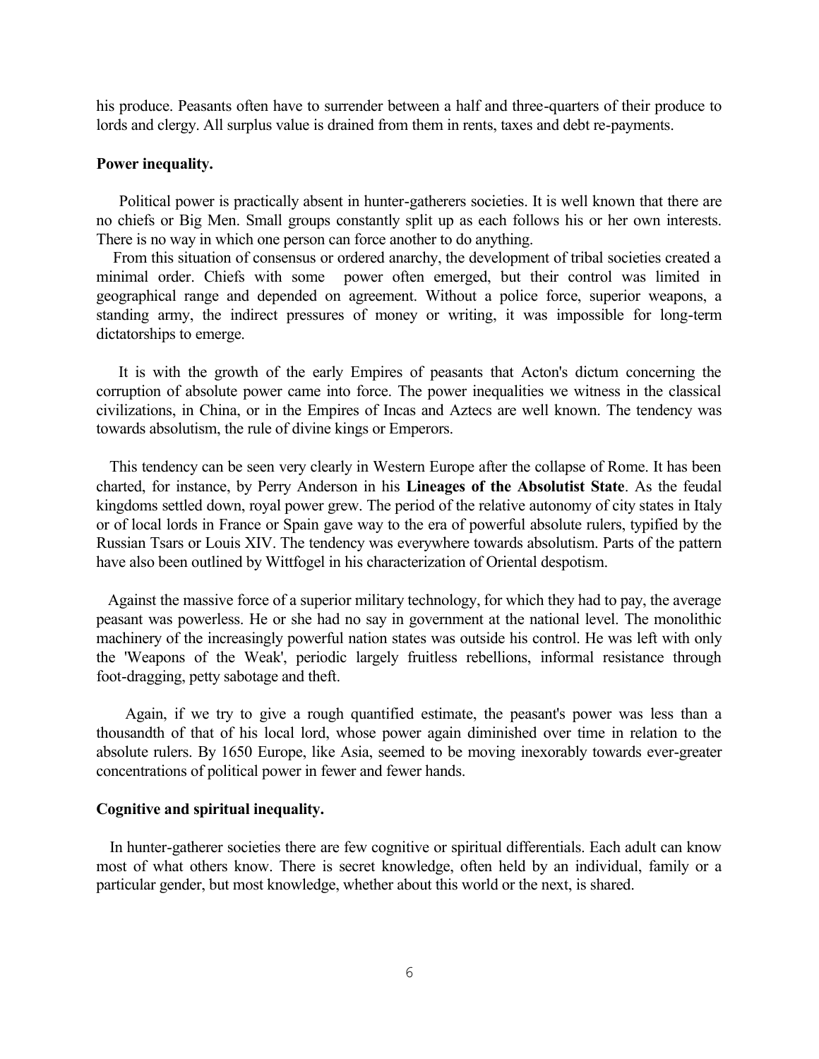his produce. Peasants often have to surrender between a half and three-quarters of their produce to lords and clergy. All surplus value is drained from them in rents, taxes and debt re-payments.

**Power inequality.**

Political power is practically absent in hunter-gatherers societies. It is well known that there are no chiefs or Big Men. Small groups constantly split up as each follows his or her own interests. There is no way in which one person can force another to do anything.

From this situation of consensus or ordered anarchy, the development of tribal societies created a minimal order. Chiefs with some power often emerged, but their control was limited in geographical range and depended on agreement. Without a police force, superior weapons, a standing army, the indirect pressures of money or writing, it was impossible for long-term dictatorships to emerge.

It is with the growth of the early Empires of peasants that Acton's dictum concerning the corruption of absolute power came into force. The power inequalities we witness in the classical civilizations, in China, or in the Empires of Incas and Aztecs are well known. The tendency was towards absolutism, the rule of divine kings or Emperors.

This tendency can be seen very clearly in Western Europe after the collapse of Rome. It has been charted, for instance, by Perry Anderson in his **Lineages of the Absolutist State**. As the feudal kingdoms settled down, royal power grew. The period of the relative autonomy of city states in Italy or of local lords in France or Spain gave way to the era of powerful absolute rulers, typified by the Russian Tsars or Louis XIV. The tendency was everywhere towards absolutism. Parts of the pattern have also been outlined by Wittfogel in his characterization of Oriental despotism.

Against the massive force of a superior military technology, for which they had to pay, the average peasant was powerless. He or she had no say in government at the national level. The monolithic machinery of the increasingly powerful nation states was outside his control. He was left with only the 'Weapons of the Weak', periodic largely fruitless rebellions, informal resistance through foot-dragging, petty sabotage and theft.

Again, if we try to give a rough quantified estimate, the peasant's power was less than a thousandth of that of his local lord, whose power again diminished over time in relation to the absolute rulers. By 1650 Europe, like Asia, seemed to be moving inexorably towards ever-greater concentrations of political power in fewer and fewer hands.

**Cognitive and spiritual inequality.**

In hunter-gatherer societies there are few cognitive or spiritual differentials. Each adult can know most of what others know. There is secret knowledge, often held by an individual, family or a particular gender, but most knowledge, whether about this world or the next, is shared.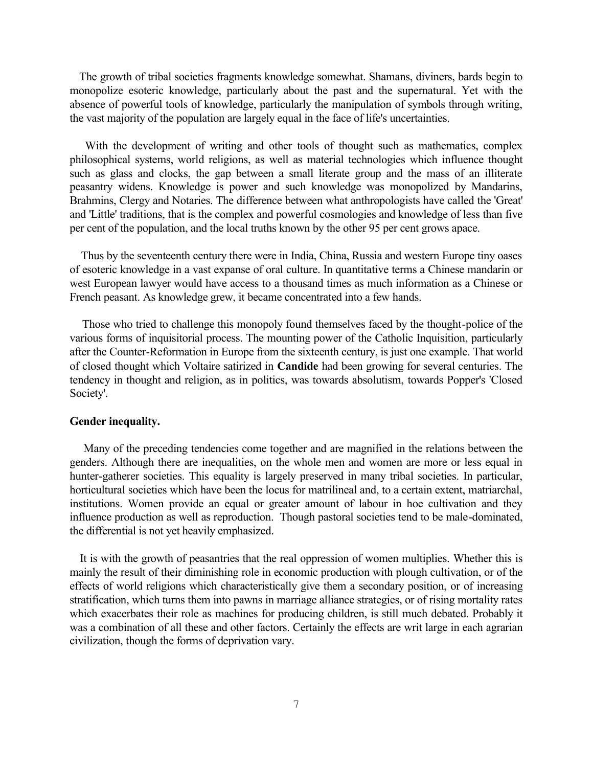The growth of tribal societies fragments knowledge somewhat. Shamans, diviners, bards begin to monopolize esoteric knowledge, particularly about the past and the supernatural. Yet with the absence of powerful tools of knowledge, particularly the manipulation of symbols through writing, the vast majority of the population are largely equal in the face of life's uncertainties.

With the development of writing and other tools of thought such as mathematics, complex philosophical systems, world religions, as well as material technologies which influence thought such as glass and clocks, the gap between a small literate group and the mass of an illiterate peasantry widens. Knowledge is power and such knowledge was monopolized by Mandarins, Brahmins, Clergy and Notaries. The difference between what anthropologists have called the 'Great' and 'Little' traditions, that is the complex and powerful cosmologies and knowledge of less than five per cent of the population, and the local truths known by the other 95 per cent grows apace.

Thus by the seventeenth century there were in India, China, Russia and western Europe tiny oases of esoteric knowledge in a vast expanse of oral culture. In quantitative terms a Chinese mandarin or west European lawyer would have access to a thousand times as much information as a Chinese or French peasant. As knowledge grew, it became concentrated into a few hands.

Those who tried to challenge this monopoly found themselves faced by the thought-police of the various forms of inquisitorial process. The mounting power of the Catholic Inquisition, particularly after the Counter-Reformation in Europe from the sixteenth century, is just one example. That world of closed thought which Voltaire satirized in **Candide** had been growing for several centuries. The tendency in thought and religion, as in politics, was towards absolutism, towards Popper's 'Closed Society'.

**Gender inequality.**

Many of the preceding tendencies come together and are magnified in the relations between the genders. Although there are inequalities, on the whole men and women are more or less equal in hunter-gatherer societies. This equality is largely preserved in many tribal societies. In particular, horticultural societies which have been the locus for matrilineal and, to a certain extent, matriarchal, institutions. Women provide an equal or greater amount of labour in hoe cultivation and they influence production as well as reproduction. Though pastoral societies tend to be male-dominated, the differential is not yet heavily emphasized.

It is with the growth of peasantries that the real oppression of women multiplies. Whether this is mainly the result of their diminishing role in economic production with plough cultivation, or of the effects of world religions which characteristically give them a secondary position, or of increasing stratification, which turns them into pawns in marriage alliance strategies, or of rising mortality rates which exacerbates their role as machines for producing children, is still much debated. Probably it was a combination of all these and other factors. Certainly the effects are writ large in each agrarian civilization, though the forms of deprivation vary.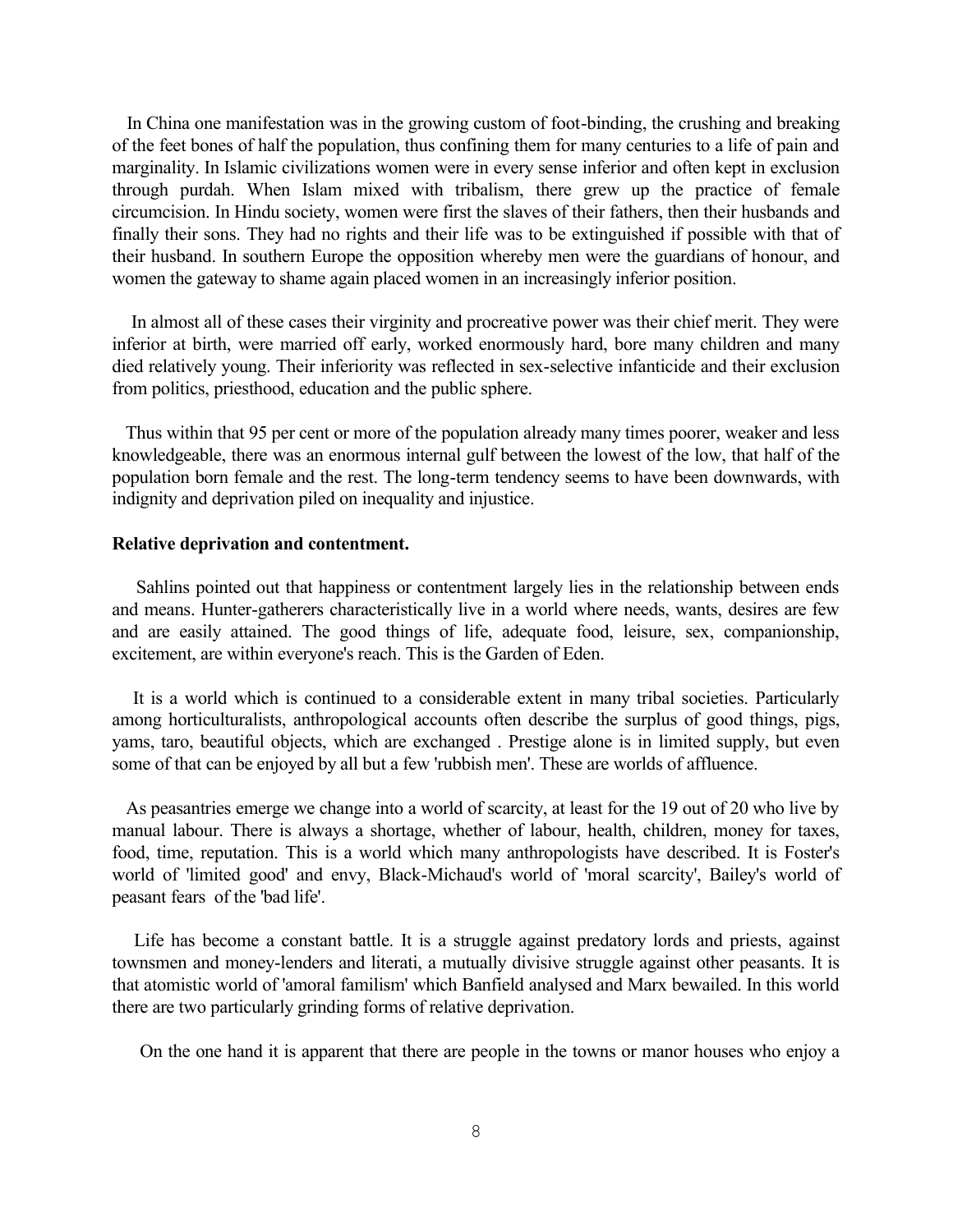In China one manifestation was in the growing custom of foot-binding, the crushing and breaking of the feet bones of half the population, thus confining them for many centuries to a life of pain and marginality. In Islamic civilizations women were in every sense inferior and often kept in exclusion through purdah. When Islam mixed with tribalism, there grew up the practice of female circumcision. In Hindu society, women were first the slaves of their fathers, then their husbands and finally their sons. They had no rights and their life was to be extinguished if possible with that of their husband. In southern Europe the opposition whereby men were the guardians of honour, and women the gateway to shame again placed women in an increasingly inferior position.

In almost all of these cases their virginity and procreative power was their chief merit. They were inferior at birth, were married off early, worked enormously hard, bore many children and many died relatively young. Their inferiority was reflected in sex-selective infanticide and their exclusion from politics, priesthood, education and the public sphere.

Thus within that 95 per cent or more of the population already many times poorer, weaker and less knowledgeable, there was an enormous internal gulf between the lowest of the low, that half of the population born female and the rest. The long-term tendency seems to have been downwards, with indignity and deprivation piled on inequality and injustice.

**Relative deprivation and contentment.**

Sahlins pointed out that happiness or contentment largely lies in the relationship between ends and means. Hunter-gatherers characteristically live in a world where needs, wants, desires are few and are easily attained. The good things of life, adequate food, leisure, sex, companionship, excitement, are within everyone's reach. This is the Garden of Eden.

It is a world which is continued to a considerable extent in many tribal societies. Particularly among horticulturalists, anthropological accounts often describe the surplus of good things, pigs, yams, taro, beautiful objects, which are exchanged . Prestige alone is in limited supply, but even some of that can be enjoyed by all but a few 'rubbish men'. These are worlds of affluence.

As peasantries emerge we change into a world of scarcity, at least for the 19 out of 20 who live by manual labour. There is always a shortage, whether of labour, health, children, money for taxes, food, time, reputation. This is a world which many anthropologists have described. It is Foster's world of 'limited good' and envy, Black-Michaud's world of 'moral scarcity', Bailey's world of peasant fears of the 'bad life'.

Life has become a constant battle. It is a struggle against predatory lords and priests, against townsmen and money-lenders and literati, a mutually divisive struggle against other peasants. It is that atomistic world of 'amoral familism' which Banfield analysed and Marx bewailed. In this world there are two particularly grinding forms of relative deprivation.

On the one hand it is apparent that there are people in the towns or manor houses who enjoy a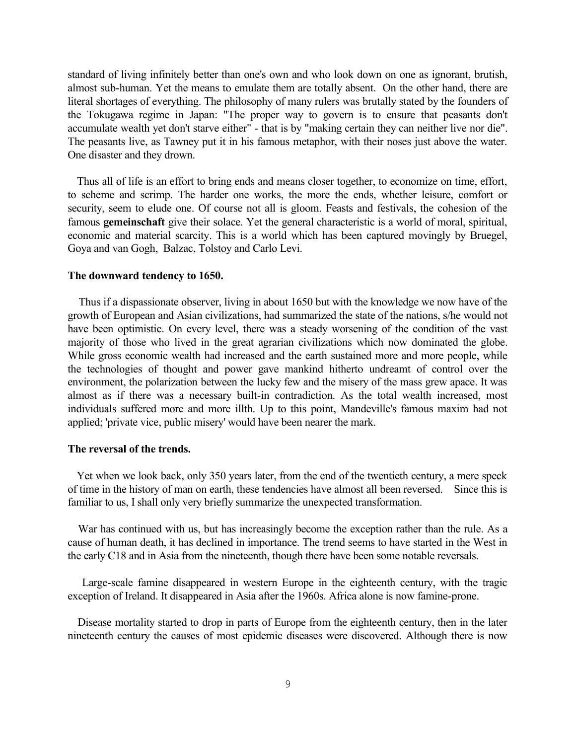standard of living infinitely better than one's own and who look down on one as ignorant, brutish, almost sub-human. Yet the means to emulate them are totally absent. On the other hand, there are literal shortages of everything. The philosophy of many rulers was brutally stated by the founders of the Tokugawa regime in Japan: "The proper way to govern is to ensure that peasants don't accumulate wealth yet don't starve either" - that is by "making certain they can neither live nor die". The peasants live, as Tawney put it in his famous metaphor, with their noses just above the water. One disaster and they drown.

Thus all of life is an effort to bring ends and means closer together, to economize on time, effort, to scheme and scrimp. The harder one works, the more the ends, whether leisure, comfort or security, seem to elude one. Of course not all is gloom. Feasts and festivals, the cohesion of the famous **gemeinschaft** give their solace. Yet the general characteristic is a world of moral, spiritual, economic and material scarcity. This is a world which has been captured movingly by Bruegel, Goya and van Gogh, Balzac, Tolstoy and Carlo Levi.

**The downward tendency to 1650.**

Thus if a dispassionate observer, living in about 1650 but with the knowledge we now have of the growth of European and Asian civilizations, had summarized the state of the nations, s/he would not have been optimistic. On every level, there was a steady worsening of the condition of the vast majority of those who lived in the great agrarian civilizations which now dominated the globe. While gross economic wealth had increased and the earth sustained more and more people, while the technologies of thought and power gave mankind hitherto undreamt of control over the environment, the polarization between the lucky few and the misery of the mass grew apace. It was almost as if there was a necessary built-in contradiction. As the total wealth increased, most individuals suffered more and more illth. Up to this point, Mandeville's famous maxim had not applied; 'private vice, public misery' would have been nearer the mark.

**The reversal of the trends.**

Yet when we look back, only 350 years later, from the end of the twentieth century, a mere speck of time in the history of man on earth, these tendencies have almost all been reversed. Since this is familiar to us, I shall only very briefly summarize the unexpected transformation.

War has continued with us, but has increasingly become the exception rather than the rule. As a cause of human death, it has declined in importance. The trend seems to have started in the West in the early C18 and in Asia from the nineteenth, though there have been some notable reversals.

Large-scale famine disappeared in western Europe in the eighteenth century, with the tragic exception of Ireland. It disappeared in Asia after the 1960s. Africa alone is now famine-prone.

Disease mortality started to drop in parts of Europe from the eighteenth century, then in the later nineteenth century the causes of most epidemic diseases were discovered. Although there is now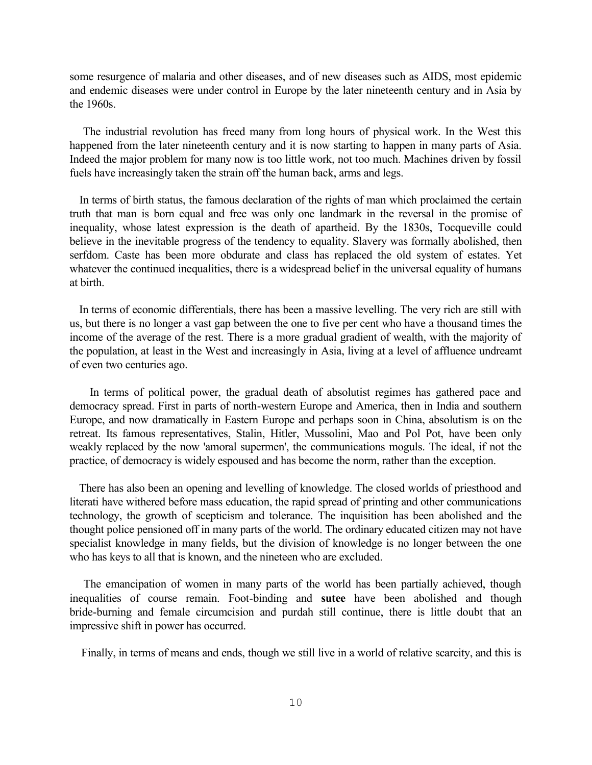some resurgence of malaria and other diseases, and of new diseases such as AIDS, most epidemic and endemic diseases were under control in Europe by the later nineteenth century and in Asia by the 1960s.

The industrial revolution has freed many from long hours of physical work. In the West this happened from the later nineteenth century and it is now starting to happen in many parts of Asia. Indeed the major problem for many now is too little work, not too much. Machines driven by fossil fuels have increasingly taken the strain off the human back, arms and legs.

In terms of birth status, the famous declaration of the rights of man which proclaimed the certain truth that man is born equal and free was only one landmark in the reversal in the promise of inequality, whose latest expression is the death of apartheid. By the 1830s, Tocqueville could believe in the inevitable progress of the tendency to equality. Slavery was formally abolished, then serfdom. Caste has been more obdurate and class has replaced the old system of estates. Yet whatever the continued inequalities, there is a widespread belief in the universal equality of humans at birth.

In terms of economic differentials, there has been a massive levelling. The very rich are still with us, but there is no longer a vast gap between the one to five per cent who have a thousand times the income of the average of the rest. There is a more gradual gradient of wealth, with the majority of the population, at least in the West and increasingly in Asia, living at a level of affluence undreamt of even two centuries ago.

In terms of political power, the gradual death of absolutist regimes has gathered pace and democracy spread. First in parts of north-western Europe and America, then in India and southern Europe, and now dramatically in Eastern Europe and perhaps soon in China, absolutism is on the retreat. Its famous representatives, Stalin, Hitler, Mussolini, Mao and Pol Pot, have been only weakly replaced by the now 'amoral supermen', the communications moguls. The ideal, if not the practice, of democracy is widely espoused and has become the norm, rather than the exception.

There has also been an opening and levelling of knowledge. The closed worlds of priesthood and literati have withered before mass education, the rapid spread of printing and other communications technology, the growth of scepticism and tolerance. The inquisition has been abolished and the thought police pensioned off in many parts of the world. The ordinary educated citizen may not have specialist knowledge in many fields, but the division of knowledge is no longer between the one who has keys to all that is known, and the nineteen who are excluded.

The emancipation of women in many parts of the world has been partially achieved, though inequalities of course remain. Foot-binding and **sutee** have been abolished and though bride-burning and female circumcision and purdah still continue, there is little doubt that an impressive shift in power has occurred.

Finally, in terms of means and ends, though we still live in a world of relative scarcity, and this is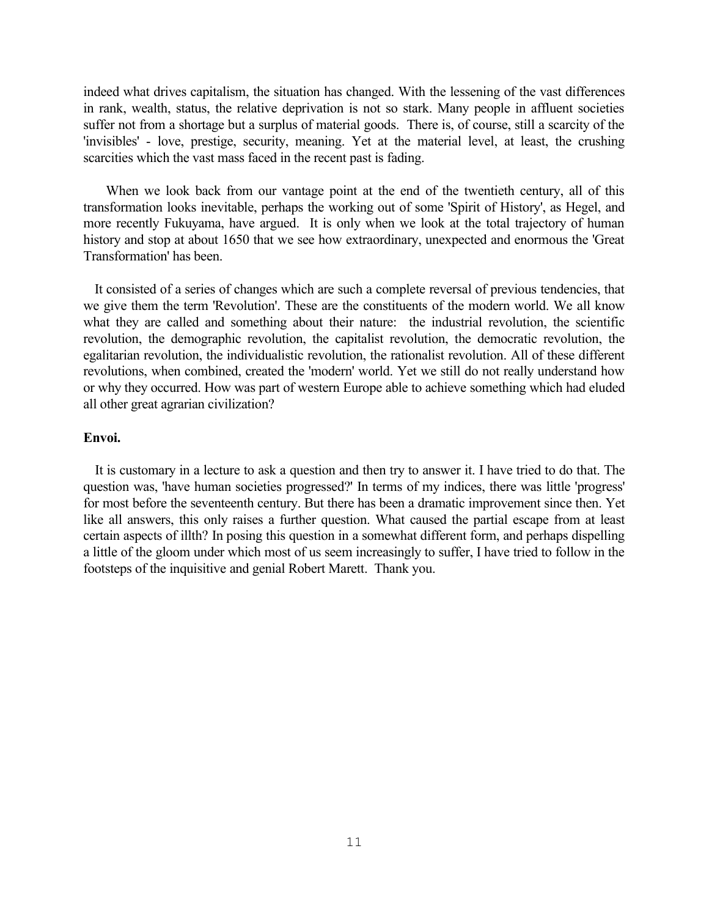indeed what drives capitalism, the situation has changed. With the lessening of the vast differences in rank, wealth, status, the relative deprivation is not so stark. Many people in affluent societies suffer not from a shortage but a surplus of material goods. There is, of course, still a scarcity of the 'invisibles' - love, prestige, security, meaning. Yet at the material level, at least, the crushing scarcities which the vast mass faced in the recent past is fading.

When we look back from our vantage point at the end of the twentieth century, all of this transformation looks inevitable, perhaps the working out of some 'Spirit of History', as Hegel, and more recently Fukuyama, have argued. It is only when we look at the total trajectory of human history and stop at about 1650 that we see how extraordinary, unexpected and enormous the 'Great Transformation' has been.

It consisted of a series of changes which are such a complete reversal of previous tendencies, that we give them the term 'Revolution'. These are the constituents of the modern world. We all know what they are called and something about their nature: the industrial revolution, the scientific revolution, the demographic revolution, the capitalist revolution, the democratic revolution, the egalitarian revolution, the individualistic revolution, the rationalist revolution. All of these different revolutions, when combined, created the 'modern' world. Yet we still do not really understand how or why they occurred. How was part of western Europe able to achieve something which had eluded all other great agrarian civilization?

**Envoi.**

It is customary in a lecture to ask a question and then try to answer it. I have tried to do that. The question was, 'have human societies progressed?' In terms of my indices, there was little 'progress' for most before the seventeenth century. But there has been a dramatic improvement since then. Yet like all answers, this only raises a further question. What caused the partial escape from at least certain aspects of illth? In posing this question in a somewhat different form, and perhaps dispelling a little of the gloom under which most of us seem increasingly to suffer, I have tried to follow in the footsteps of the inquisitive and genial Robert Marett. Thank you.